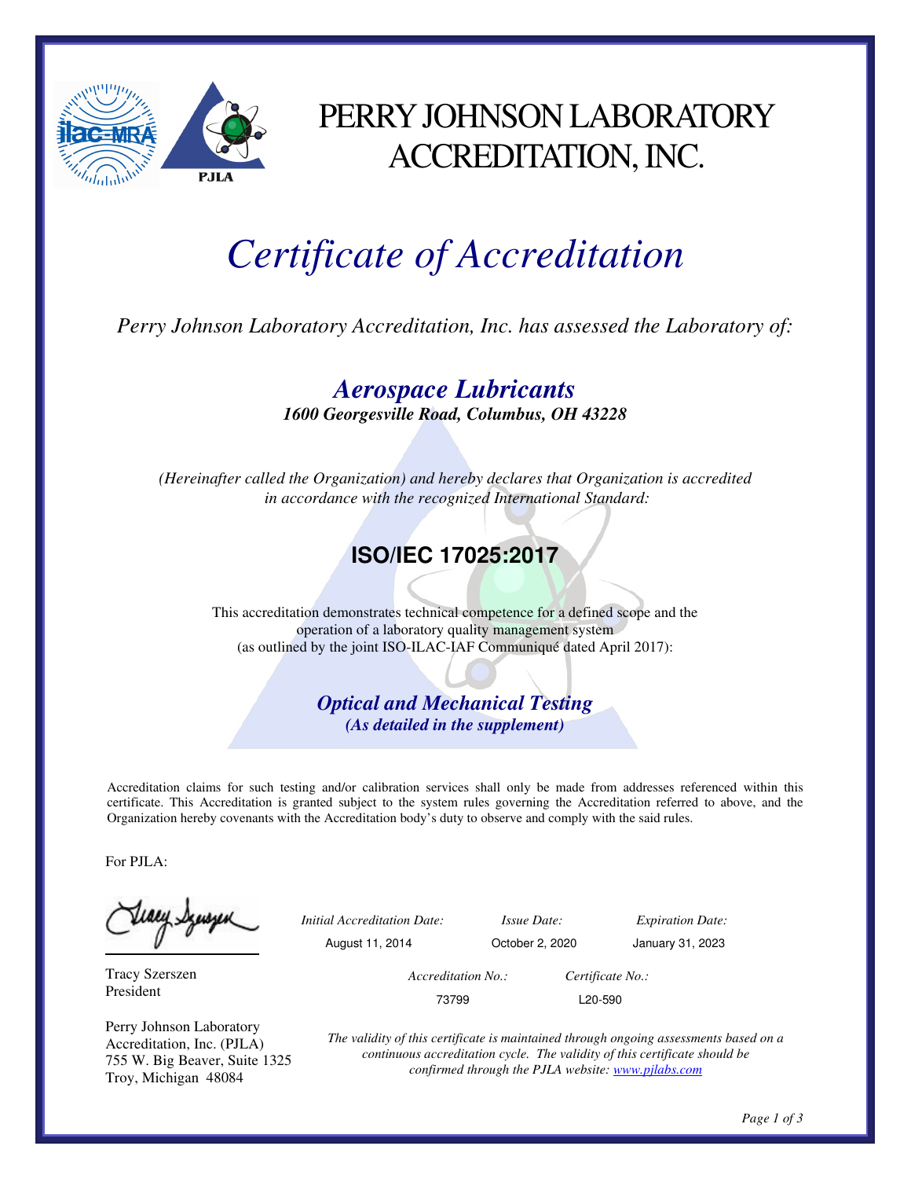# PERRY JOHNSON LABORATORY ACCREDITATION, INC.

# *Certificate of Accreditation*

*Perry Johnson Laboratory Accreditation, Inc. has assessed the Laboratory of:*

## ***Aerospace Lubricants***

***1600 Georgesville Road, Columbus, OH 43228***

*(Hereinafter called the Organization) and hereby declares that Organization is accredited in accordance with the recognized International Standard:*

## **ISO/IEC 17025:2017**

This accreditation demonstrates technical competence for a defined scope and the operation of a laboratory quality management system (as outlined by the joint ISO-ILAC-IAF Communiqué dated April 2017):

***Optical and Mechanical Testing***

***(As detailed in the supplement)***

Accreditation claims for such testing and/or calibration services shall only be made from addresses referenced within this certificate. This Accreditation is granted subject to the system rules governing the Accreditation referred to above, and the Organization hereby covenants with the Accreditation body's duty to observe and comply with the said rules.

For PJLA:

Tracy Szerszen
President

Perry Johnson Laboratory Accreditation, Inc. (PJLA)
755 W. Big Beaver, Suite 1325
Troy, Michigan 48084

| *Initial Accreditation Date:* | *Issue Date:* | *Expiration Date:* |
|---|---|---|
| August 11, 2014 | October 2, 2020 | January 31, 2023 |

| *Accreditation No.:* | *Certificate No.:* |
|---|---|
| 73799 | L20-590 |

*The validity of this certificate is maintained through ongoing assessments based on a continuous accreditation cycle. The validity of this certificate should be confirmed through the PJLA website: www.pjlabs.com*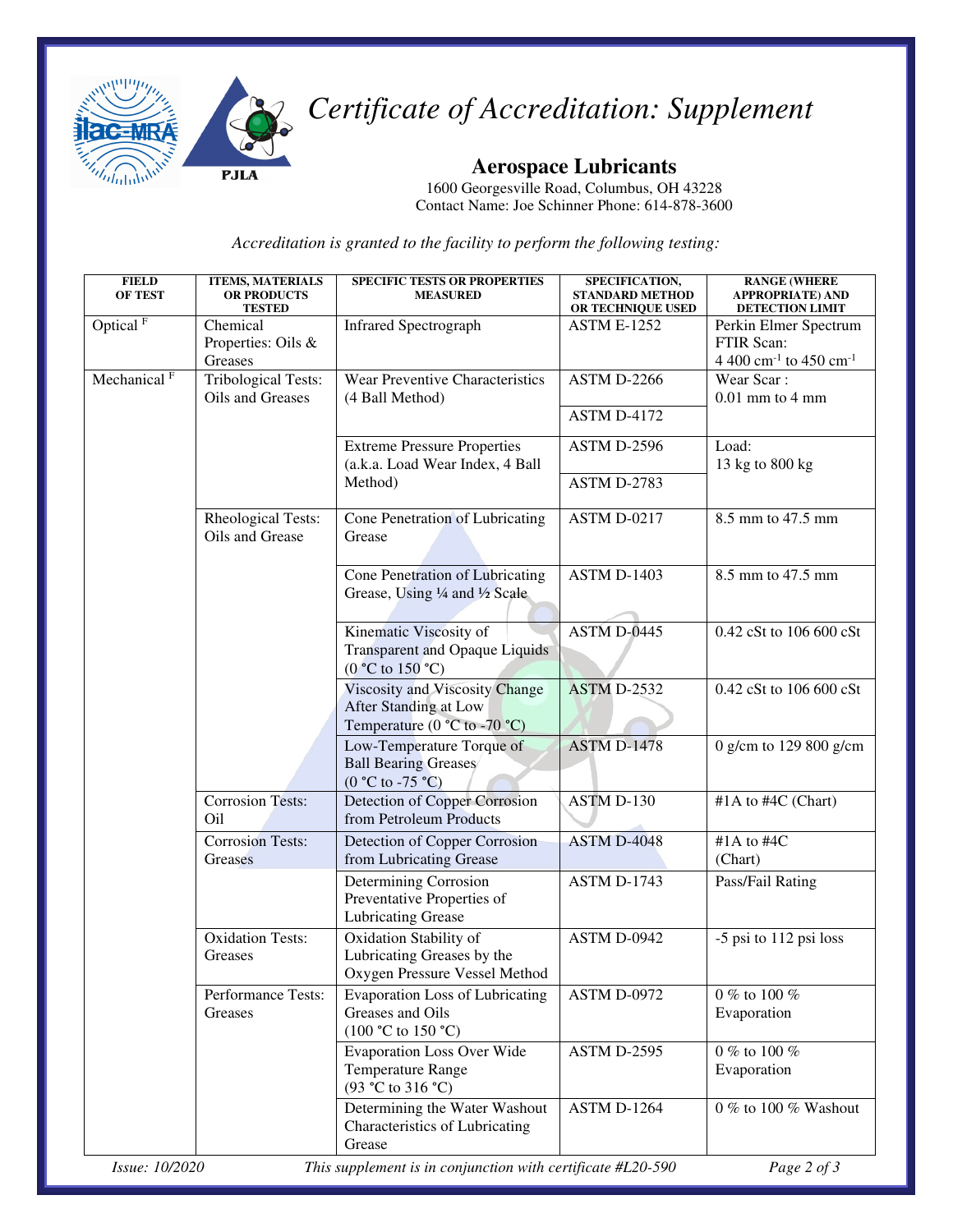# Certificate of Accreditation: Supplement

## Aerospace Lubricants

1600 Georgesville Road, Columbus, OH 43228
Contact Name: Joe Schinner Phone: 614-878-3600

*Accreditation is granted to the facility to perform the following testing:*

| FIELD OF TEST | ITEMS, MATERIALS OR PRODUCTS TESTED | SPECIFIC TESTS OR PROPERTIES MEASURED | SPECIFICATION, STANDARD METHOD OR TECHNIQUE USED | RANGE (WHERE APPROPRIATE) AND DETECTION LIMIT |
|---|---|---|---|---|
| Optical [F] | Chemical Properties: Oils & Greases | Infrared Spectrograph | ASTM E-1252 | Perkin Elmer Spectrum FTIR Scan: 4 400 $cm^{-1}$ to 450 $cm^{-1}$ |
| Mechanical [F] | Tribological Tests: Oils and Greases | Wear Preventive Characteristics (4 Ball Method) | ASTM D-2266 | Wear Scar : 0.01 mm to 4 mm |
| | | | ASTM D-4172 | |
| | | Extreme Pressure Properties (a.k.a. Load Wear Index, 4 Ball Method) | ASTM D-2596 | Load: 13 kg to 800 kg |
| | | | ASTM D-2783 | |
| | Rheological Tests: Oils and Grease | Cone Penetration of Lubricating Grease | ASTM D-0217 | 8.5 mm to 47.5 mm |
| | | Cone Penetration of Lubricating Grease, Using ¼ and ½ Scale | ASTM D-1403 | 8.5 mm to 47.5 mm |
| | | Kinematic Viscosity of Transparent and Opaque Liquids (0 °C to 150 °C) | ASTM D-0445 | 0.42 cSt to 106 600 cSt |
| | | Viscosity and Viscosity Change After Standing at Low Temperature (0 °C to -70 °C) | ASTM D-2532 | 0.42 cSt to 106 600 cSt |
| | | Low-Temperature Torque of Ball Bearing Greases (0 °C to -75 °C) | ASTM D-1478 | 0 g/cm to 129 800 g/cm |
| | Corrosion Tests: Oil | Detection of Copper Corrosion from Petroleum Products | ASTM D-130 | #1A to #4C (Chart) |
| | Corrosion Tests: Greases | Detection of Copper Corrosion from Lubricating Grease | ASTM D-4048 | #1A to #4C (Chart) |
| | | Determining Corrosion Preventative Properties of Lubricating Grease | ASTM D-1743 | Pass/Fail Rating |
| | Oxidation Tests: Greases | Oxidation Stability of Lubricating Greases by the Oxygen Pressure Vessel Method | ASTM D-0942 | -5 psi to 112 psi loss |
| | Performance Tests: Greases | Evaporation Loss of Lubricating Greases and Oils (100 °C to 150 °C) | ASTM D-0972 | 0 % to 100 % Evaporation |
| | | Evaporation Loss Over Wide Temperature Range (93 °C to 316 °C) | ASTM D-2595 | 0 % to 100 % Evaporation |
| | | Determining the Water Washout Characteristics of Lubricating Grease | ASTM D-1264 | 0 % to 100 % Washout |

*Issue: 10/2020* *This supplement is in conjunction with certificate #L20-590*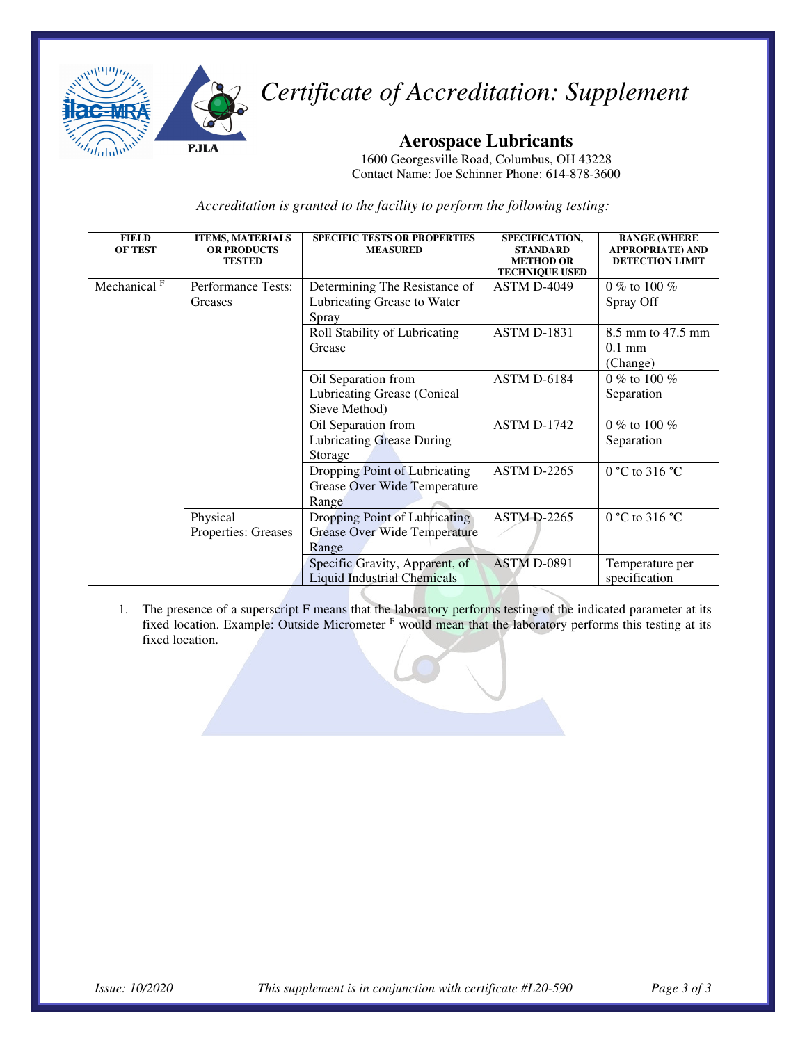# *Certificate of Accreditation: Supplement*

## Aerospace Lubricants

1600 Georgesville Road, Columbus, OH 43228
Contact Name: Joe Schinner Phone: 614-878-3600

*Accreditation is granted to the facility to perform the following testing:*

| FIELD OF TEST | ITEMS, MATERIALS OR PRODUCTS TESTED | SPECIFIC TESTS OR PROPERTIES MEASURED | SPECIFICATION, STANDARD METHOD OR TECHNIQUE USED | RANGE (WHERE APPROPRIATE) AND DETECTION LIMIT |
|---|---|---|---|---|
| Mechanical [F] | Performance Tests: Greases | Determining The Resistance of Lubricating Grease to Water Spray | ASTM D-4049 | 0 % to 100 % Spray Off |
| | | Roll Stability of Lubricating Grease | ASTM D-1831 | 8.5 mm to 47.5 mm 0.1 mm (Change) |
| | | Oil Separation from Lubricating Grease (Conical Sieve Method) | ASTM D-6184 | 0 % to 100 % Separation |
| | | Oil Separation from Lubricating Grease During Storage | ASTM D-1742 | 0 % to 100 % Separation |
| | | Dropping Point of Lubricating Grease Over Wide Temperature Range | ASTM D-2265 | 0 °C to 316 °C |
| | Physical Properties: Greases | Dropping Point of Lubricating Grease Over Wide Temperature Range | ASTM D-2265 | 0 °C to 316 °C |
| | | Specific Gravity, Apparent, of Liquid Industrial Chemicals | ASTM D-0891 | Temperature per specification |

1. The presence of a superscript F means that the laboratory performs testing of the indicated parameter at its fixed location. Example: Outside Micrometer [F] would mean that the laboratory performs this testing at its fixed location.

*Issue: 10/2020* *This supplement is in conjunction with certificate #L20-590*